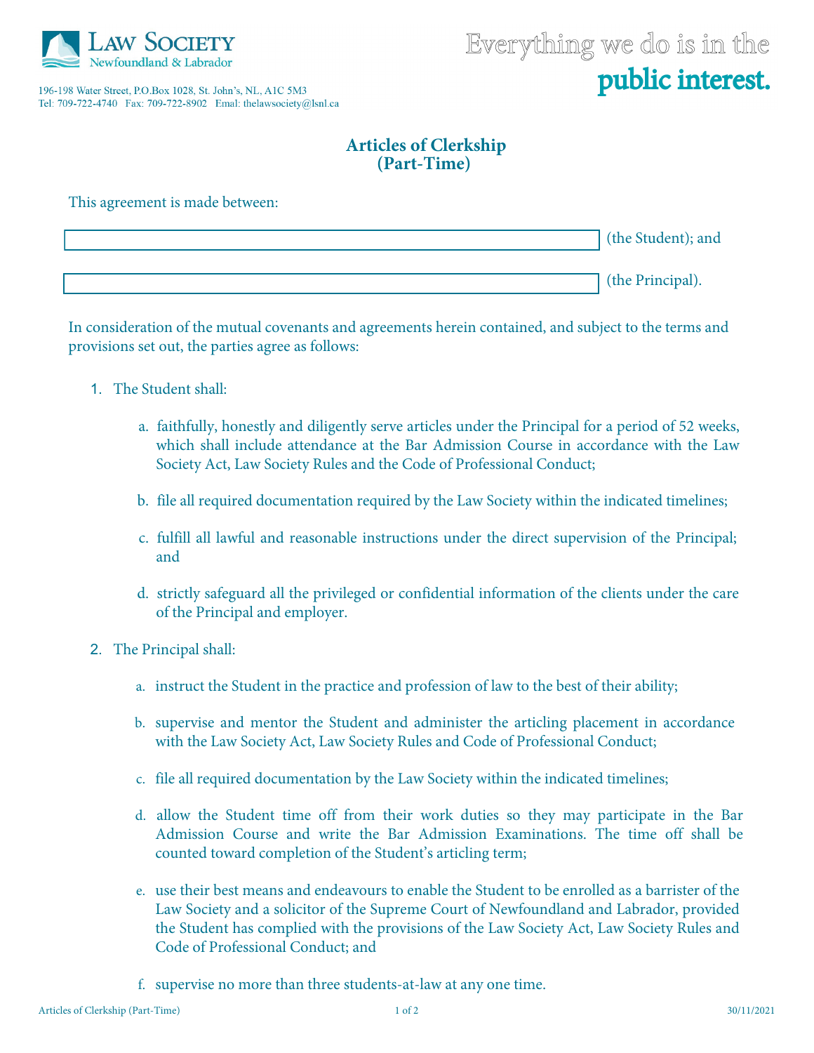Law Society Newfoundland & Labrador

196-198 Water Street, P.O.Box 1028, St. John's, NL, A1C 5M3
Tel: 709-722-4740 Fax: 709-722-8902 Emal: thelawsociety@lsnl.ca

Everything we do is in the **public interest.**

# Articles of Clerkship (Part-Time)

This agreement is made between:

_______________________________ (the Student); and

_______________________________ (the Principal).

In consideration of the mutual covenants and agreements herein contained, and subject to the terms and provisions set out, the parties agree as follows:

1. The Student shall:

   a. faithfully, honestly and diligently serve articles under the Principal for a period of 52 weeks, which shall include attendance at the Bar Admission Course in accordance with the Law Society Act, Law Society Rules and the Code of Professional Conduct;

   b. file all required documentation required by the Law Society within the indicated timelines;

   c. fulfill all lawful and reasonable instructions under the direct supervision of the Principal; and

   d. strictly safeguard all the privileged or confidential information of the clients under the care of the Principal and employer.

2. The Principal shall:

   a. instruct the Student in the practice and profession of law to the best of their ability;

   b. supervise and mentor the Student and administer the articling placement in accordance with the Law Society Act, Law Society Rules and Code of Professional Conduct;

   c. file all required documentation by the Law Society within the indicated timelines;

   d. allow the Student time off from their work duties so they may participate in the Bar Admission Course and write the Bar Admission Examinations. The time off shall be counted toward completion of the Student's articling term;

   e. use their best means and endeavours to enable the Student to be enrolled as a barrister of the Law Society and a solicitor of the Supreme Court of Newfoundland and Labrador, provided the Student has complied with the provisions of the Law Society Act, Law Society Rules and Code of Professional Conduct; and

   f. supervise no more than three students-at-law at any one time.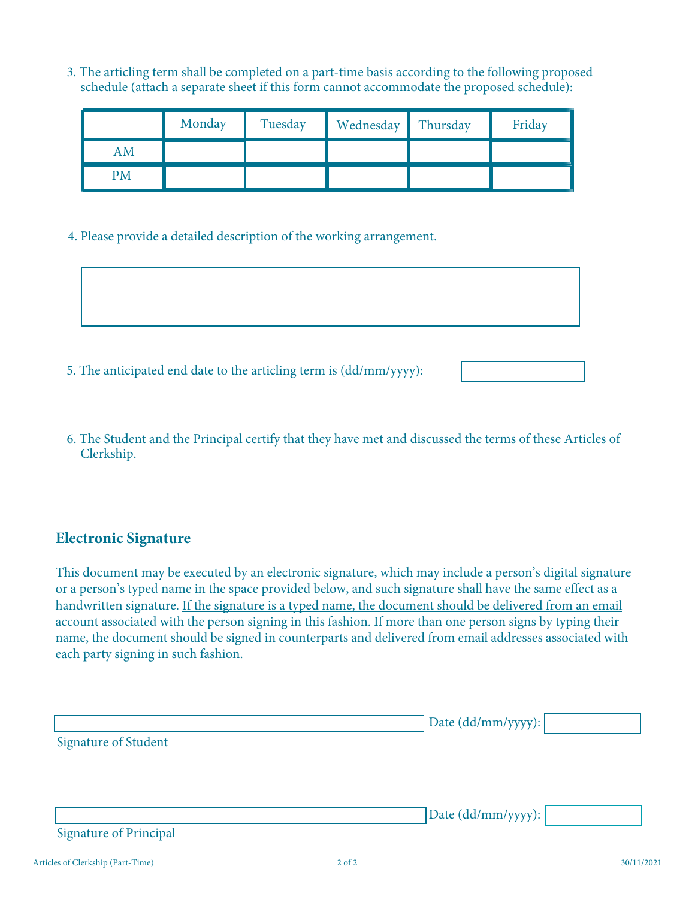3. The articling term shall be completed on a part-time basis according to the following proposed schedule (attach a separate sheet if this form cannot accommodate the proposed schedule):

| | Monday | Tuesday | Wednesday | Thursday | Friday |
|---|---|---|---|---|---|
| AM | | | | | |
| PM | | | | | |

4. Please provide a detailed description of the working arrangement.

5. The anticipated end date to the articling term is (dd/mm/yyyy):

6. The Student and the Principal certify that they have met and discussed the terms of these Articles of Clerkship.

## Electronic Signature

This document may be executed by an electronic signature, which may include a person's digital signature or a person's typed name in the space provided below, and such signature shall have the same effect as a handwritten signature. If the signature is a typed name, the document should be delivered from an email account associated with the person signing in this fashion. If more than one person signs by typing their name, the document should be signed in counterparts and delivered from email addresses associated with each party signing in such fashion.

Signature of Student — Date (dd/mm/yyyy):

Signature of Principal — Date (dd/mm/yyyy):